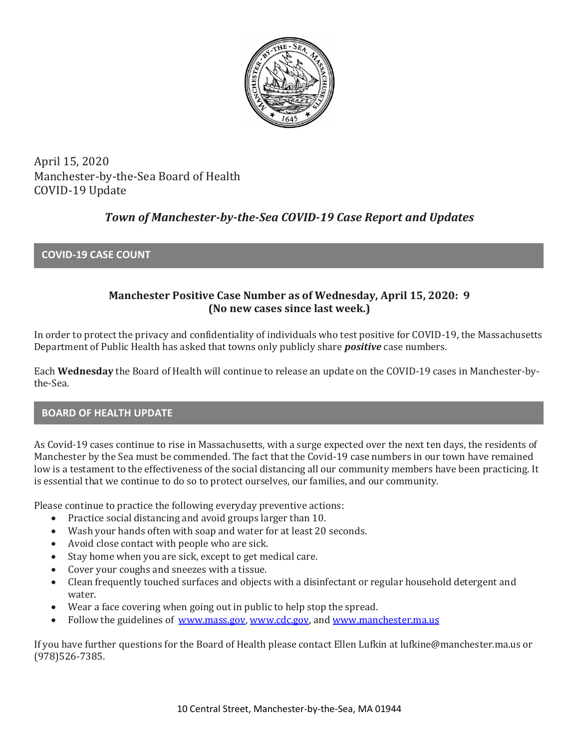April 15, 2020
Manchester-by-the-Sea Board of Health
COVID-19 Update

# *Town of Manchester-by-the-Sea COVID-19 Case Report and Updates*

## COVID-19 CASE COUNT

**Manchester Positive Case Number as of Wednesday, April 15, 2020: 9**
**(No new cases since last week.)**

In order to protect the privacy and confidentiality of individuals who test positive for COVID-19, the Massachusetts Department of Public Health has asked that towns only publicly share ***positive*** case numbers.

Each **Wednesday** the Board of Health will continue to release an update on the COVID-19 cases in Manchester-by-the-Sea.

## BOARD OF HEALTH UPDATE

As Covid-19 cases continue to rise in Massachusetts, with a surge expected over the next ten days, the residents of Manchester by the Sea must be commended. The fact that the Covid-19 case numbers in our town have remained low is a testament to the effectiveness of the social distancing all our community members have been practicing. It is essential that we continue to do so to protect ourselves, our families, and our community.

Please continue to practice the following everyday preventive actions:

- Practice social distancing and avoid groups larger than 10.
- Wash your hands often with soap and water for at least 20 seconds.
- Avoid close contact with people who are sick.
- Stay home when you are sick, except to get medical care.
- Cover your coughs and sneezes with a tissue.
- Clean frequently touched surfaces and objects with a disinfectant or regular household detergent and water.
- Wear a face covering when going out in public to help stop the spread.
- Follow the guidelines of [www.mass.gov](http://www.mass.gov), [www.cdc.gov](http://www.cdc.gov), and [www.manchester.ma.us](http://www.manchester.ma.us)

If you have further questions for the Board of Health please contact Ellen Lufkin at lufkine@manchester.ma.us or (978)526-7385.

10 Central Street, Manchester-by-the-Sea, MA 01944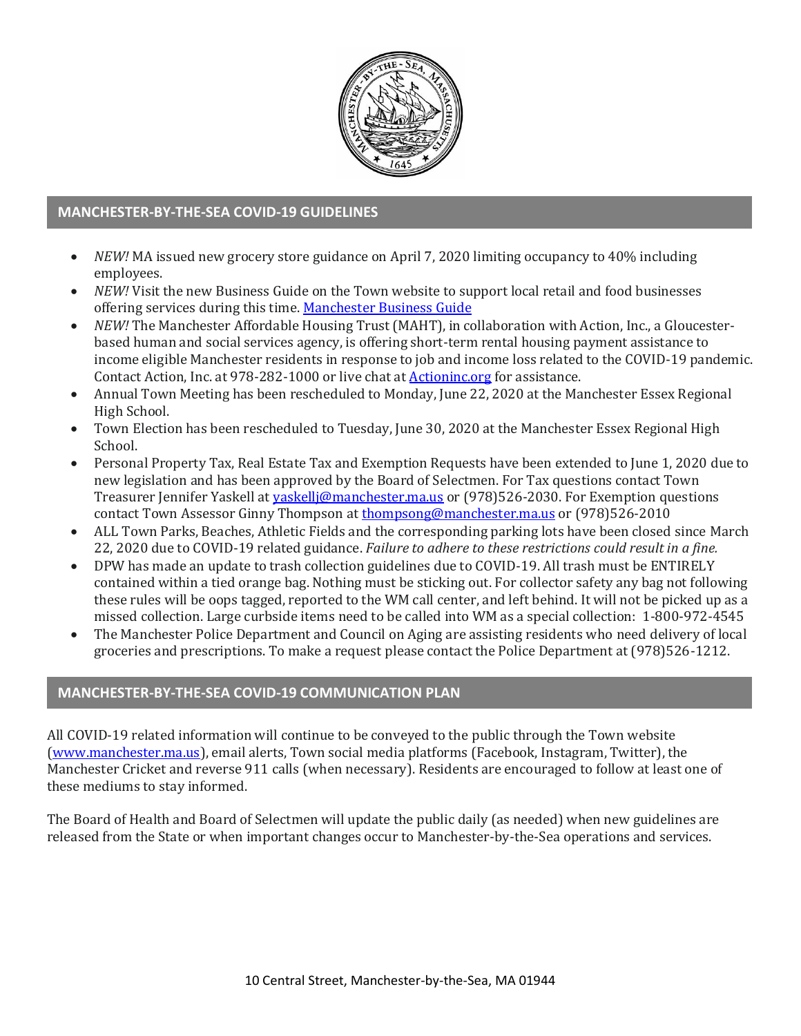## MANCHESTER-BY-THE-SEA COVID-19 GUIDELINES

- *NEW!* MA issued new grocery store guidance on April 7, 2020 limiting occupancy to 40% including employees.
- *NEW!* Visit the new Business Guide on the Town website to support local retail and food businesses offering services during this time. [Manchester Business Guide]
- *NEW!* The Manchester Affordable Housing Trust (MAHT), in collaboration with Action, Inc., a Gloucester-based human and social services agency, is offering short-term rental housing payment assistance to income eligible Manchester residents in response to job and income loss related to the COVID-19 pandemic. Contact Action, Inc. at 978-282-1000 or live chat at Actioninc.org for assistance.
- Annual Town Meeting has been rescheduled to Monday, June 22, 2020 at the Manchester Essex Regional High School.
- Town Election has been rescheduled to Tuesday, June 30, 2020 at the Manchester Essex Regional High School.
- Personal Property Tax, Real Estate Tax and Exemption Requests have been extended to June 1, 2020 due to new legislation and has been approved by the Board of Selectmen. For Tax questions contact Town Treasurer Jennifer Yaskell at yaskellj@manchester.ma.us or (978)526-2030. For Exemption questions contact Town Assessor Ginny Thompson at thompsong@manchester.ma.us or (978)526-2010
- ALL Town Parks, Beaches, Athletic Fields and the corresponding parking lots have been closed since March 22, 2020 due to COVID-19 related guidance. *Failure to adhere to these restrictions could result in a fine.*
- DPW has made an update to trash collection guidelines due to COVID-19. All trash must be ENTIRELY contained within a tied orange bag. Nothing must be sticking out. For collector safety any bag not following these rules will be oops tagged, reported to the WM call center, and left behind. It will not be picked up as a missed collection. Large curbside items need to be called into WM as a special collection: 1-800-972-4545
- The Manchester Police Department and Council on Aging are assisting residents who need delivery of local groceries and prescriptions. To make a request please contact the Police Department at (978)526-1212.

## MANCHESTER-BY-THE-SEA COVID-19 COMMUNICATION PLAN

All COVID-19 related information will continue to be conveyed to the public through the Town website (www.manchester.ma.us), email alerts, Town social media platforms (Facebook, Instagram, Twitter), the Manchester Cricket and reverse 911 calls (when necessary). Residents are encouraged to follow at least one of these mediums to stay informed.

The Board of Health and Board of Selectmen will update the public daily (as needed) when new guidelines are released from the State or when important changes occur to Manchester-by-the-Sea operations and services.

10 Central Street, Manchester-by-the-Sea, MA 01944